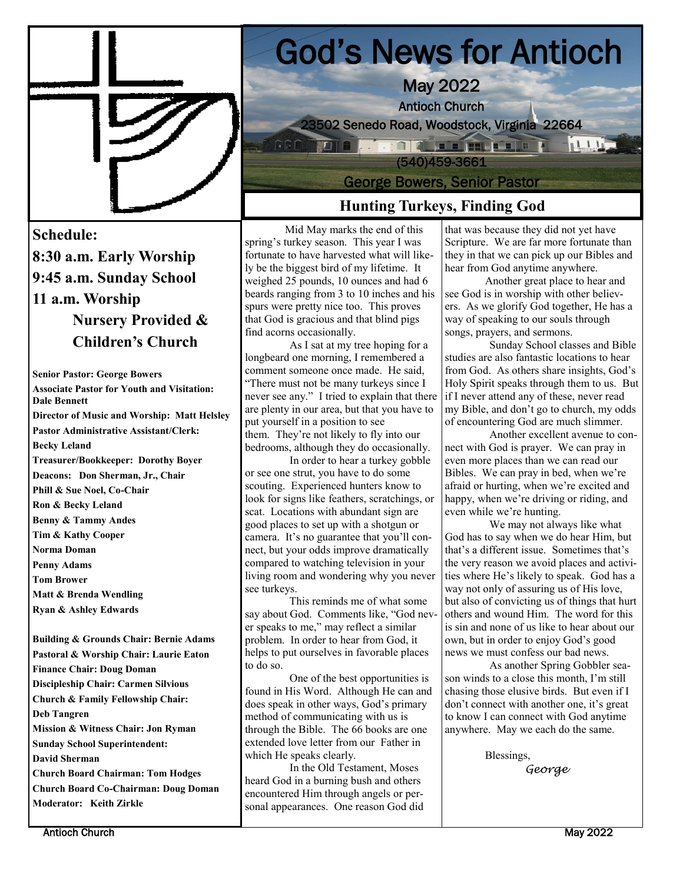# God's News for Antioch

May 2022

Antioch Church

23502 Senedo Road, Woodstock, Virginia 22664

(540)459-3661

George Bowers, Senior Pastor

**Schedule:**

**8:30 a.m. Early Worship**

**9:45 a.m. Sunday School**

**11 a.m. Worship**

**Nursery Provided & Children's Church**

**Senior Pastor: George Bowers**
**Associate Pastor for Youth and Visitation: Dale Bennett**
**Director of Music and Worship: Matt Helsley**
**Pastor Administrative Assistant/Clerk: Becky Leland**
**Treasurer/Bookkeeper: Dorothy Boyer**
**Deacons: Don Sherman, Jr., Chair**
**Phill & Sue Noel, Co-Chair**
**Ron & Becky Leland**
**Benny & Tammy Andes**
**Tim & Kathy Cooper**
**Norma Doman**
**Penny Adams**
**Tom Brower**
**Matt & Brenda Wendling**
**Ryan & Ashley Edwards**

**Building & Grounds Chair: Bernie Adams**
**Pastoral & Worship Chair: Laurie Eaton**
**Finance Chair: Doug Doman**
**Discipleship Chair: Carmen Silvious**
**Church & Family Fellowship Chair: Deb Tangren**
**Mission & Witness Chair: Jon Ryman**
**Sunday School Superintendent: David Sherman**
**Church Board Chairman: Tom Hodges**
**Church Board Co-Chairman: Doug Doman**
**Moderator: Keith Zirkle**

## Hunting Turkeys, Finding God

Mid May marks the end of this spring's turkey season. This year I was fortunate to have harvested what will likely be the biggest bird of my lifetime. It weighed 25 pounds, 10 ounces and had 6 beards ranging from 3 to 10 inches and his spurs were pretty nice too. This proves that God is gracious and that blind pigs find acorns occasionally.

As I sat at my tree hoping for a longbeard one morning, I remembered a comment someone once made. He said, "There must not be many turkeys since I never see any." I tried to explain that there are plenty in our area, but that you have to put yourself in a position to see them. They're not likely to fly into our bedrooms, although they do occasionally.

In order to hear a turkey gobble or see one strut, you have to do some scouting. Experienced hunters know to look for signs like feathers, scratchings, or scat. Locations with abundant sign are good places to set up with a shotgun or camera. It's no guarantee that you'll connect, but your odds improve dramatically compared to watching television in your living room and wondering why you never see turkeys.

This reminds me of what some say about God. Comments like, "God never speaks to me," may reflect a similar problem. In order to hear from God, it helps to put ourselves in favorable places to do so.

One of the best opportunities is found in His Word. Although He can and does speak in other ways, God's primary method of communicating with us is through the Bible. The 66 books are one extended love letter from our Father in which He speaks clearly.

In the Old Testament, Moses heard God in a burning bush and others encountered Him through angels or personal appearances. One reason God did that was because they did not yet have Scripture. We are far more fortunate than they in that we can pick up our Bibles and hear from God anytime anywhere.

Another great place to hear and see God is in worship with other believers. As we glorify God together, He has a way of speaking to our souls through songs, prayers, and sermons.

Sunday School classes and Bible studies are also fantastic locations to hear from God. As others share insights, God's Holy Spirit speaks through them to us. But if I never attend any of these, never read my Bible, and don't go to church, my odds of encountering God are much slimmer.

Another excellent avenue to connect with God is prayer. We can pray in even more places than we can read our Bibles. We can pray in bed, when we're afraid or hurting, when we're excited and happy, when we're driving or riding, and even while we're hunting.

We may not always like what God has to say when we do hear Him, but that's a different issue. Sometimes that's the very reason we avoid places and activities where He's likely to speak. God has a way not only of assuring us of His love, but also of convicting us of things that hurt others and wound Him. The word for this is sin and none of us like to hear about our own, but in order to enjoy God's good news we must confess our bad news.

As another Spring Gobbler season winds to a close this month, I'm still chasing those elusive birds. But even if I don't connect with another one, it's great to know I can connect with God anytime anywhere. May we each do the same.

Blessings,

*George*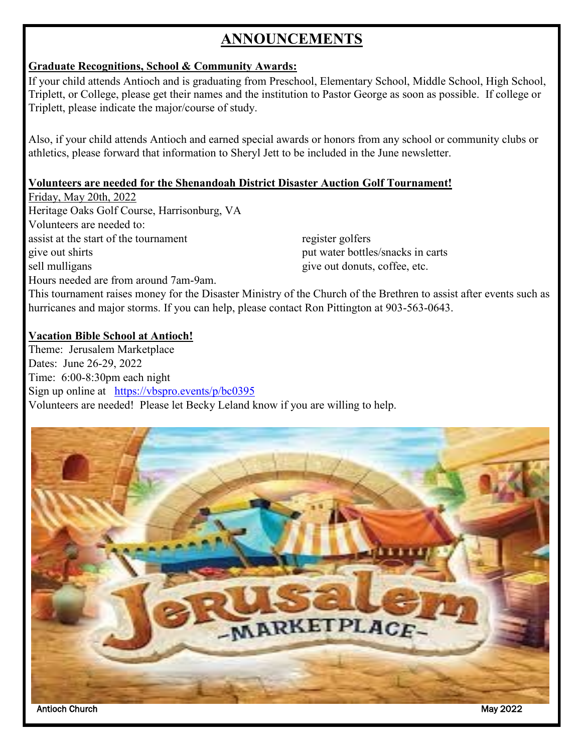# ANNOUNCEMENTS

**Graduate Recognitions, School & Community Awards:**

If your child attends Antioch and is graduating from Preschool, Elementary School, Middle School, High School, Triplett, or College, please get their names and the institution to Pastor George as soon as possible. If college or Triplett, please indicate the major/course of study.

Also, if your child attends Antioch and earned special awards or honors from any school or community clubs or athletics, please forward that information to Sheryl Jett to be included in the June newsletter.

**Volunteers are needed for the Shenandoah District Disaster Auction Golf Tournament!**

Friday, May 20th, 2022
Heritage Oaks Golf Course, Harrisonburg, VA
Volunteers are needed to:

- assist at the start of the tournament
- give out shirts
- sell mulligans
- register golfers
- put water bottles/snacks in carts
- give out donuts, coffee, etc.

Hours needed are from around 7am-9am.

This tournament raises money for the Disaster Ministry of the Church of the Brethren to assist after events such as hurricanes and major storms. If you can help, please contact Ron Pittington at 903-563-0643.

**Vacation Bible School at Antioch!**

Theme: Jerusalem Marketplace
Dates: June 26-29, 2022
Time: 6:00-8:30pm each night
Sign up online at https://vbspro.events/p/bc0395
Volunteers are needed! Please let Becky Leland know if you are willing to help.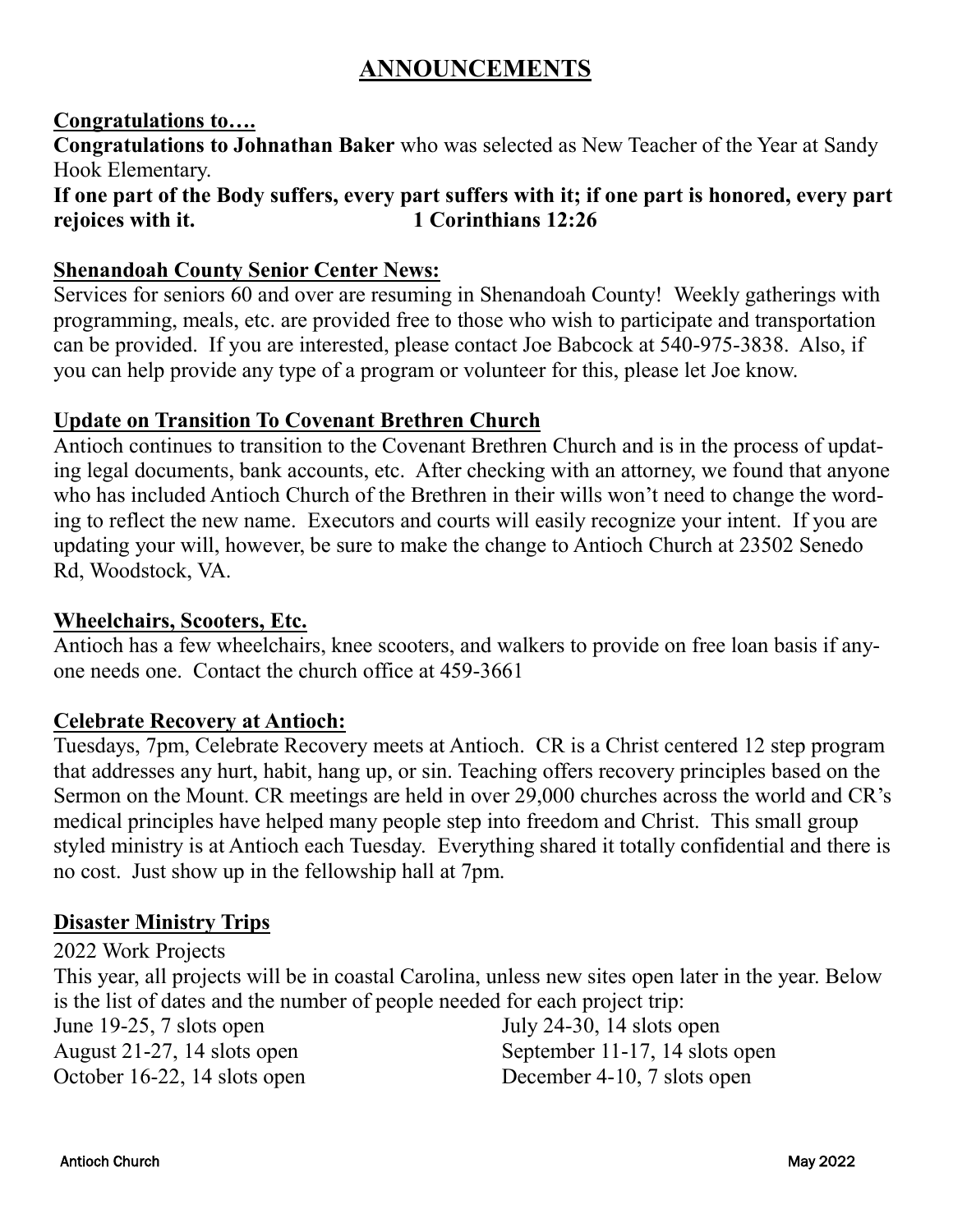# ANNOUNCEMENTS

**Congratulations to….**

**Congratulations to Johnathan Baker** who was selected as New Teacher of the Year at Sandy Hook Elementary.

**If one part of the Body suffers, every part suffers with it; if one part is honored, every part rejoices with it. 1 Corinthians 12:26**

**Shenandoah County Senior Center News:**

Services for seniors 60 and over are resuming in Shenandoah County! Weekly gatherings with programming, meals, etc. are provided free to those who wish to participate and transportation can be provided. If you are interested, please contact Joe Babcock at 540-975-3838. Also, if you can help provide any type of a program or volunteer for this, please let Joe know.

**Update on Transition To Covenant Brethren Church**

Antioch continues to transition to the Covenant Brethren Church and is in the process of updating legal documents, bank accounts, etc. After checking with an attorney, we found that anyone who has included Antioch Church of the Brethren in their wills won't need to change the wording to reflect the new name. Executors and courts will easily recognize your intent. If you are updating your will, however, be sure to make the change to Antioch Church at 23502 Senedo Rd, Woodstock, VA.

**Wheelchairs, Scooters, Etc.**

Antioch has a few wheelchairs, knee scooters, and walkers to provide on free loan basis if anyone needs one. Contact the church office at 459-3661

**Celebrate Recovery at Antioch:**

Tuesdays, 7pm, Celebrate Recovery meets at Antioch. CR is a Christ centered 12 step program that addresses any hurt, habit, hang up, or sin. Teaching offers recovery principles based on the Sermon on the Mount. CR meetings are held in over 29,000 churches across the world and CR's medical principles have helped many people step into freedom and Christ. This small group styled ministry is at Antioch each Tuesday. Everything shared it totally confidential and there is no cost. Just show up in the fellowship hall at 7pm.

**Disaster Ministry Trips**

2022 Work Projects

This year, all projects will be in coastal Carolina, unless new sites open later in the year. Below is the list of dates and the number of people needed for each project trip:

June 19-25, 7 slots open
July 24-30, 14 slots open
August 21-27, 14 slots open
September 11-17, 14 slots open
October 16-22, 14 slots open
December 4-10, 7 slots open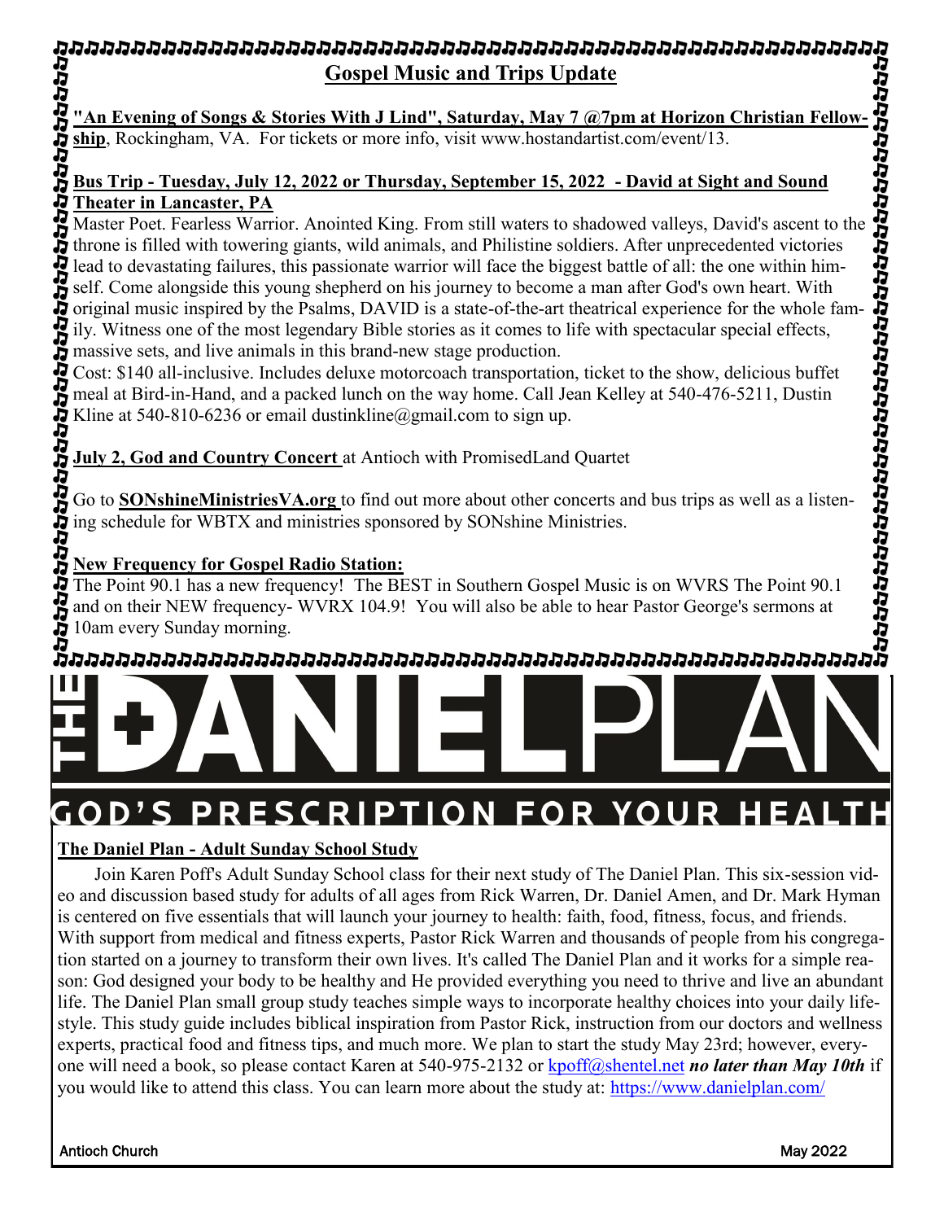## Gospel Music and Trips Update

**"An Evening of Songs & Stories With J Lind", Saturday, May 7 @7pm at Horizon Christian Fellowship**, Rockingham, VA. For tickets or more info, visit www.hostandartist.com/event/13.

**Bus Trip - Tuesday, July 12, 2022 or Thursday, September 15, 2022 - David at Sight and Sound Theater in Lancaster, PA**

Master Poet. Fearless Warrior. Anointed King. From still waters to shadowed valleys, David's ascent to the throne is filled with towering giants, wild animals, and Philistine soldiers. After unprecedented victories lead to devastating failures, this passionate warrior will face the biggest battle of all: the one within himself. Come alongside this young shepherd on his journey to become a man after God's own heart. With original music inspired by the Psalms, DAVID is a state-of-the-art theatrical experience for the whole family. Witness one of the most legendary Bible stories as it comes to life with spectacular special effects, massive sets, and live animals in this brand-new stage production.

Cost: $140 all-inclusive. Includes deluxe motorcoach transportation, ticket to the show, delicious buffet meal at Bird-in-Hand, and a packed lunch on the way home. Call Jean Kelley at 540-476-5211, Dustin Kline at 540-810-6236 or email dustinkline@gmail.com to sign up.

**July 2, God and Country Concert** at Antioch with PromisedLand Quartet

Go to **SONshineMinistriesVA.org** to find out more about other concerts and bus trips as well as a listening schedule for WBTX and ministries sponsored by SONshine Ministries.

**New Frequency for Gospel Radio Station:**

The Point 90.1 has a new frequency! The BEST in Southern Gospel Music is on WVRS The Point 90.1 and on their NEW frequency- WVRX 104.9! You will also be able to hear Pastor George's sermons at 10am every Sunday morning.

# THE DANIEL PLAN
## GOD'S PRESCRIPTION FOR YOUR HEALTH

**The Daniel Plan - Adult Sunday School Study**

Join Karen Poff's Adult Sunday School class for their next study of The Daniel Plan. This six-session video and discussion based study for adults of all ages from Rick Warren, Dr. Daniel Amen, and Dr. Mark Hyman is centered on five essentials that will launch your journey to health: faith, food, fitness, focus, and friends. With support from medical and fitness experts, Pastor Rick Warren and thousands of people from his congregation started on a journey to transform their own lives. It's called The Daniel Plan and it works for a simple reason: God designed your body to be healthy and He provided everything you need to thrive and live an abundant life. The Daniel Plan small group study teaches simple ways to incorporate healthy choices into your daily lifestyle. This study guide includes biblical inspiration from Pastor Rick, instruction from our doctors and wellness experts, practical food and fitness tips, and much more. We plan to start the study May 23rd; however, everyone will need a book, so please contact Karen at 540-975-2132 or kpoff@shentel.net ***no later than May 10th*** if you would like to attend this class. You can learn more about the study at: https://www.danielplan.com/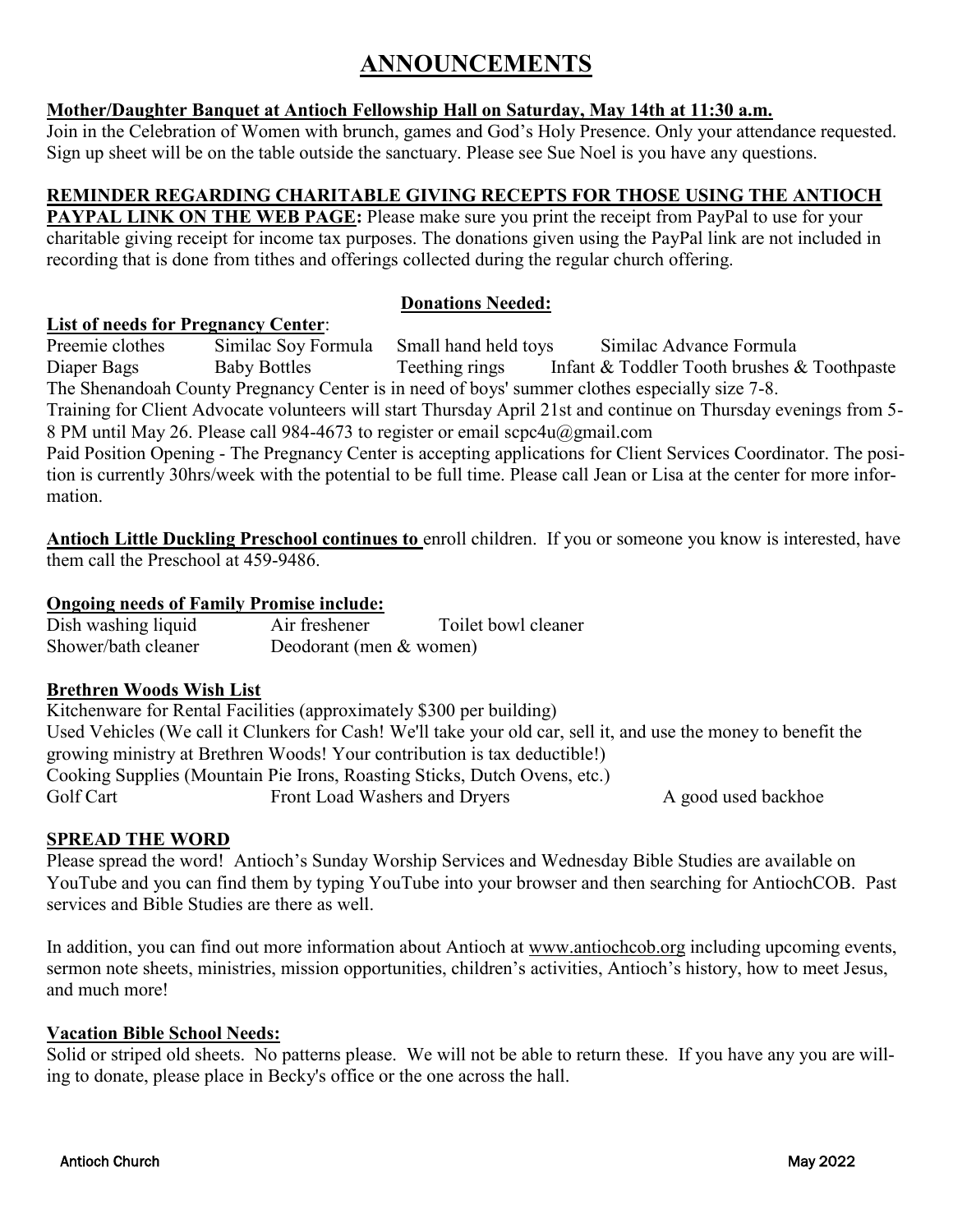# ANNOUNCEMENTS

**Mother/Daughter Banquet at Antioch Fellowship Hall on Saturday, May 14th at 11:30 a.m.**
Join in the Celebration of Women with brunch, games and God's Holy Presence. Only your attendance requested. Sign up sheet will be on the table outside the sanctuary. Please see Sue Noel is you have any questions.

**REMINDER REGARDING CHARITABLE GIVING RECEPTS FOR THOSE USING THE ANTIOCH PAYPAL LINK ON THE WEB PAGE:** Please make sure you print the receipt from PayPal to use for your charitable giving receipt for income tax purposes. The donations given using the PayPal link are not included in recording that is done from tithes and offerings collected during the regular church offering.

**Donations Needed:**

**List of needs for Pregnancy Center**:

| | | | |
|---|---|---|---|
| Preemie clothes | Similac Soy Formula | Small hand held toys | Similac Advance Formula |
| Diaper Bags | Baby Bottles | Teething rings | Infant & Toddler Tooth brushes & Toothpaste |

The Shenandoah County Pregnancy Center is in need of boys' summer clothes especially size 7-8.
Training for Client Advocate volunteers will start Thursday April 21st and continue on Thursday evenings from 5-8 PM until May 26. Please call 984-4673 to register or email scpc4u@gmail.com
Paid Position Opening - The Pregnancy Center is accepting applications for Client Services Coordinator. The position is currently 30hrs/week with the potential to be full time. Please call Jean or Lisa at the center for more information.

**Antioch Little Duckling Preschool continues to** enroll children. If you or someone you know is interested, have them call the Preschool at 459-9486.

**Ongoing needs of Family Promise include:**

| | | |
|---|---|---|
| Dish washing liquid | Air freshener | Toilet bowl cleaner |
| Shower/bath cleaner | Deodorant (men & women) | |

**Brethren Woods Wish List**
Kitchenware for Rental Facilities (approximately $300 per building)
Used Vehicles (We call it Clunkers for Cash! We'll take your old car, sell it, and use the money to benefit the growing ministry at Brethren Woods! Your contribution is tax deductible!)
Cooking Supplies (Mountain Pie Irons, Roasting Sticks, Dutch Ovens, etc.)
Golf Cart — Front Load Washers and Dryers — A good used backhoe

**SPREAD THE WORD**
Please spread the word! Antioch's Sunday Worship Services and Wednesday Bible Studies are available on YouTube and you can find them by typing YouTube into your browser and then searching for AntiochCOB. Past services and Bible Studies are there as well.

In addition, you can find out more information about Antioch at www.antiochcob.org including upcoming events, sermon note sheets, ministries, mission opportunities, children's activities, Antioch's history, how to meet Jesus, and much more!

**Vacation Bible School Needs:**
Solid or striped old sheets. No patterns please. We will not be able to return these. If you have any you are willing to donate, please place in Becky's office or the one across the hall.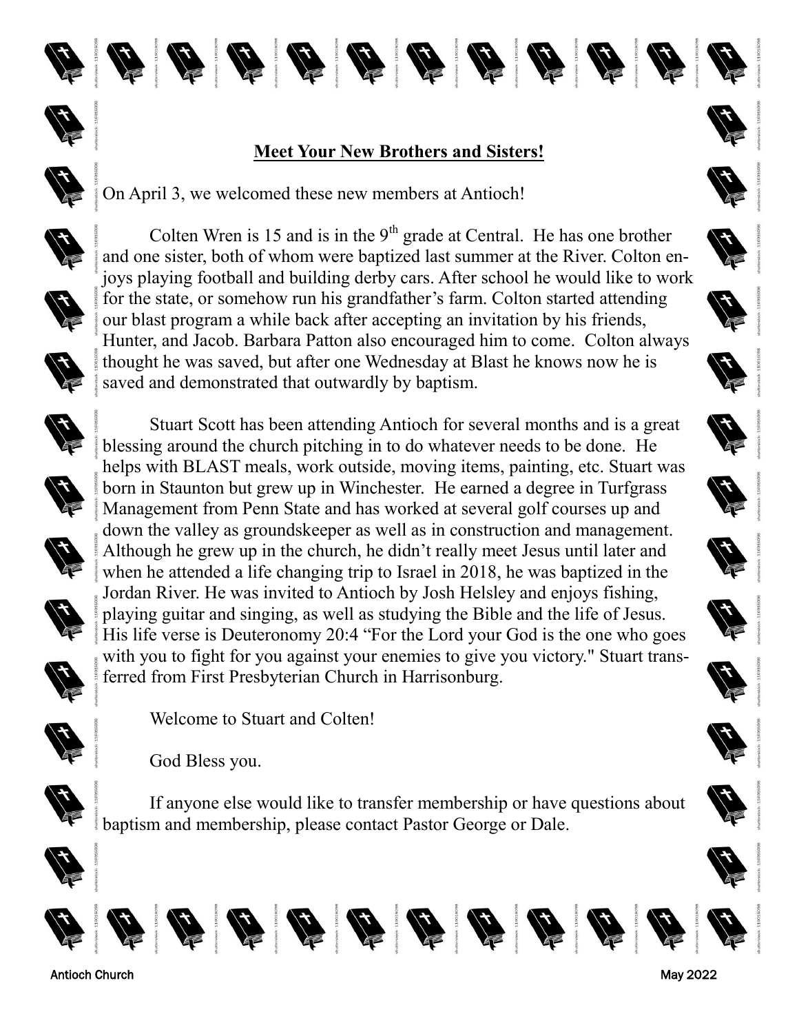## Meet Your New Brothers and Sisters!

On April 3, we welcomed these new members at Antioch!

Colten Wren is 15 and is in the 9th grade at Central. He has one brother and one sister, both of whom were baptized last summer at the River. Colton enjoys playing football and building derby cars. After school he would like to work for the state, or somehow run his grandfather's farm. Colton started attending our blast program a while back after accepting an invitation by his friends, Hunter, and Jacob. Barbara Patton also encouraged him to come. Colton always thought he was saved, but after one Wednesday at Blast he knows now he is saved and demonstrated that outwardly by baptism.

Stuart Scott has been attending Antioch for several months and is a great blessing around the church pitching in to do whatever needs to be done. He helps with BLAST meals, work outside, moving items, painting, etc. Stuart was born in Staunton but grew up in Winchester. He earned a degree in Turfgrass Management from Penn State and has worked at several golf courses up and down the valley as groundskeeper as well as in construction and management. Although he grew up in the church, he didn't really meet Jesus until later and when he attended a life changing trip to Israel in 2018, he was baptized in the Jordan River. He was invited to Antioch by Josh Helsley and enjoys fishing, playing guitar and singing, as well as studying the Bible and the life of Jesus. His life verse is Deuteronomy 20:4 "For the Lord your God is the one who goes with you to fight for you against your enemies to give you victory." Stuart transferred from First Presbyterian Church in Harrisonburg.

Welcome to Stuart and Colten!

God Bless you.

If anyone else would like to transfer membership or have questions about baptism and membership, please contact Pastor George or Dale.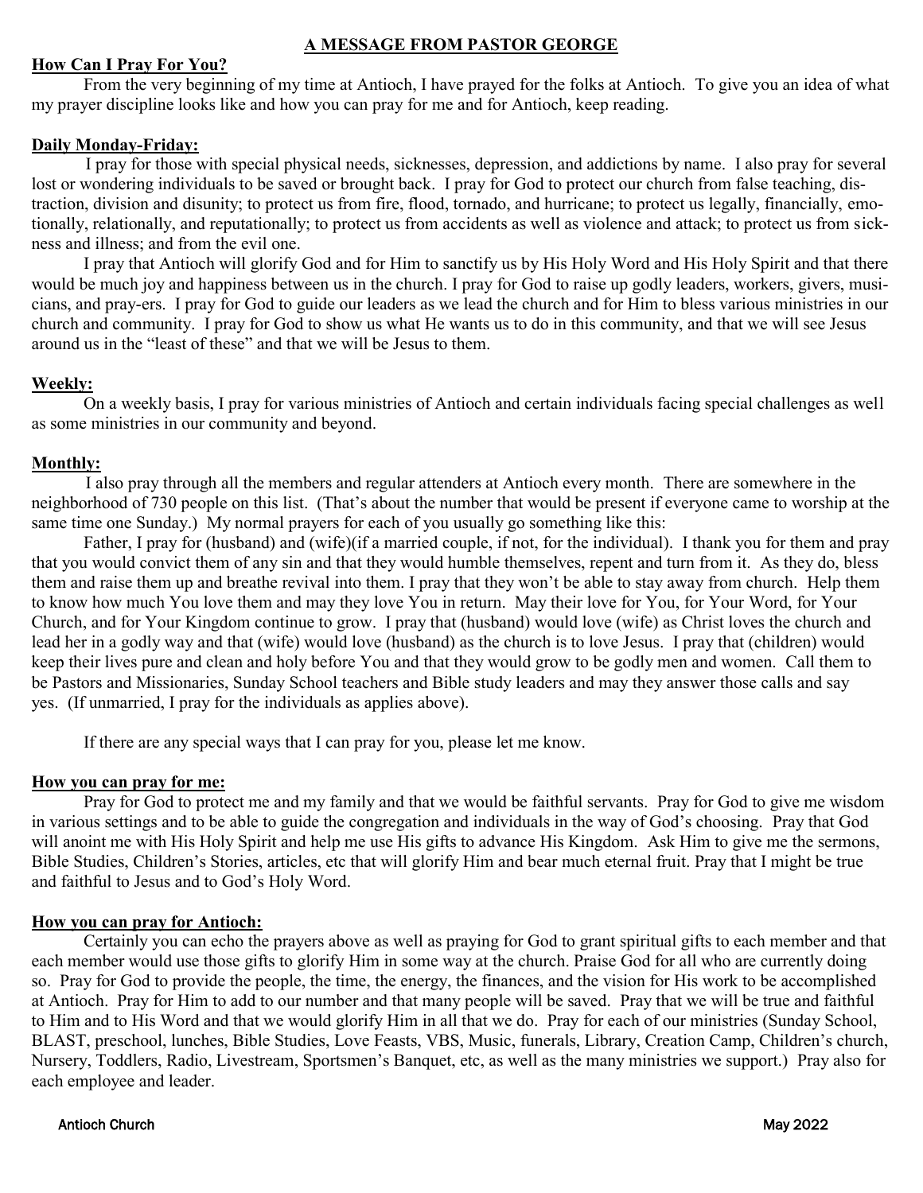## A MESSAGE FROM PASTOR GEORGE

### How Can I Pray For You?

From the very beginning of my time at Antioch, I have prayed for the folks at Antioch. To give you an idea of what my prayer discipline looks like and how you can pray for me and for Antioch, keep reading.

### Daily Monday-Friday:

I pray for those with special physical needs, sicknesses, depression, and addictions by name. I also pray for several lost or wondering individuals to be saved or brought back. I pray for God to protect our church from false teaching, distraction, division and disunity; to protect us from fire, flood, tornado, and hurricane; to protect us legally, financially, emotionally, relationally, and reputationally; to protect us from accidents as well as violence and attack; to protect us from sickness and illness; and from the evil one.

I pray that Antioch will glorify God and for Him to sanctify us by His Holy Word and His Holy Spirit and that there would be much joy and happiness between us in the church. I pray for God to raise up godly leaders, workers, givers, musicians, and pray-ers. I pray for God to guide our leaders as we lead the church and for Him to bless various ministries in our church and community. I pray for God to show us what He wants us to do in this community, and that we will see Jesus around us in the "least of these" and that we will be Jesus to them.

### Weekly:

On a weekly basis, I pray for various ministries of Antioch and certain individuals facing special challenges as well as some ministries in our community and beyond.

### Monthly:

I also pray through all the members and regular attenders at Antioch every month. There are somewhere in the neighborhood of 730 people on this list. (That's about the number that would be present if everyone came to worship at the same time one Sunday.) My normal prayers for each of you usually go something like this:

Father, I pray for (husband) and (wife)(if a married couple, if not, for the individual). I thank you for them and pray that you would convict them of any sin and that they would humble themselves, repent and turn from it. As they do, bless them and raise them up and breathe revival into them. I pray that they won't be able to stay away from church. Help them to know how much You love them and may they love You in return. May their love for You, for Your Word, for Your Church, and for Your Kingdom continue to grow. I pray that (husband) would love (wife) as Christ loves the church and lead her in a godly way and that (wife) would love (husband) as the church is to love Jesus. I pray that (children) would keep their lives pure and clean and holy before You and that they would grow to be godly men and women. Call them to be Pastors and Missionaries, Sunday School teachers and Bible study leaders and may they answer those calls and say yes. (If unmarried, I pray for the individuals as applies above).

If there are any special ways that I can pray for you, please let me know.

### How you can pray for me:

Pray for God to protect me and my family and that we would be faithful servants. Pray for God to give me wisdom in various settings and to be able to guide the congregation and individuals in the way of God's choosing. Pray that God will anoint me with His Holy Spirit and help me use His gifts to advance His Kingdom. Ask Him to give me the sermons, Bible Studies, Children's Stories, articles, etc that will glorify Him and bear much eternal fruit. Pray that I might be true and faithful to Jesus and to God's Holy Word.

### How you can pray for Antioch:

Certainly you can echo the prayers above as well as praying for God to grant spiritual gifts to each member and that each member would use those gifts to glorify Him in some way at the church. Praise God for all who are currently doing so. Pray for God to provide the people, the time, the energy, the finances, and the vision for His work to be accomplished at Antioch. Pray for Him to add to our number and that many people will be saved. Pray that we will be true and faithful to Him and to His Word and that we would glorify Him in all that we do. Pray for each of our ministries (Sunday School, BLAST, preschool, lunches, Bible Studies, Love Feasts, VBS, Music, funerals, Library, Creation Camp, Children's church, Nursery, Toddlers, Radio, Livestream, Sportsmen's Banquet, etc, as well as the many ministries we support.) Pray also for each employee and leader.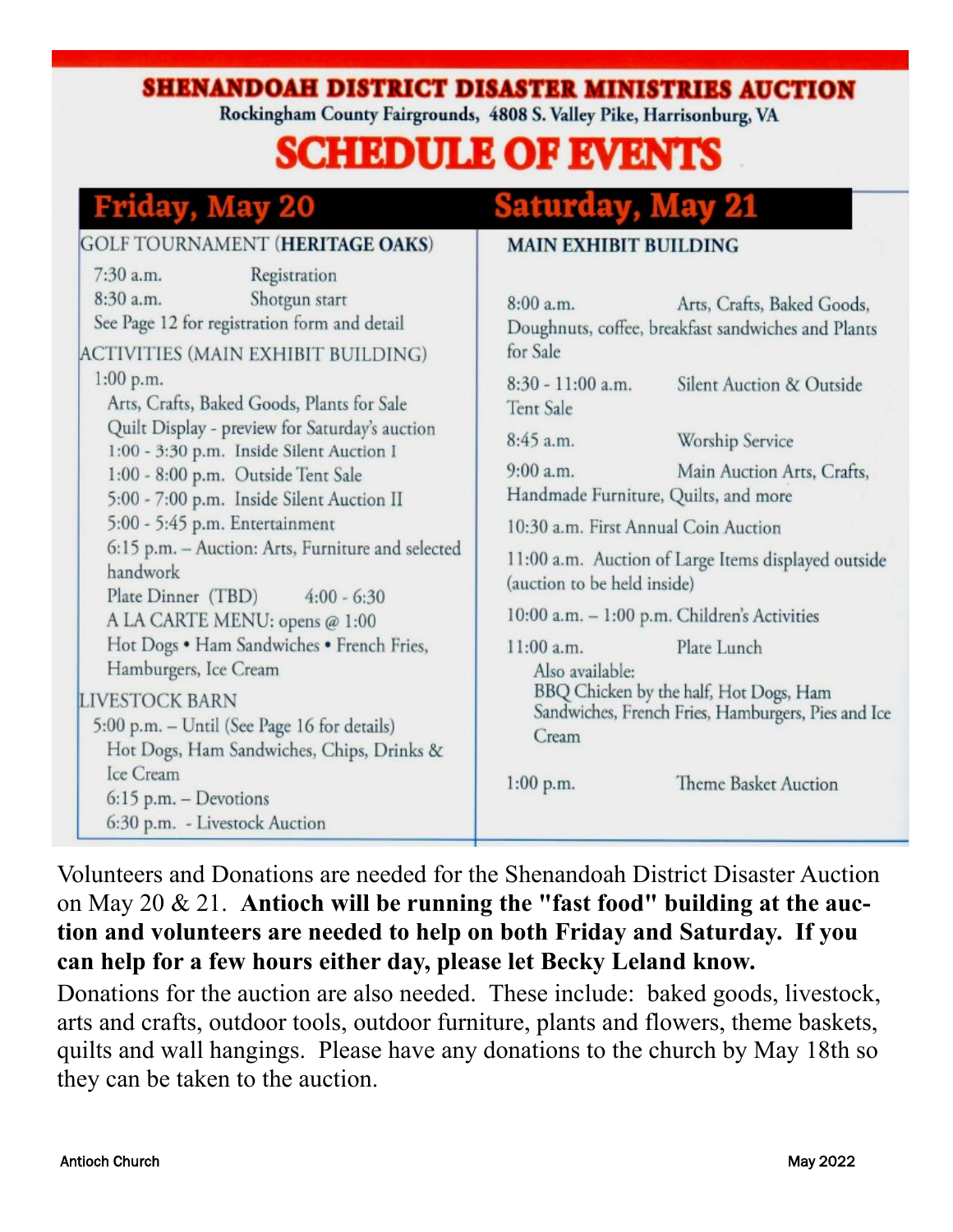# SHENANDOAH DISTRICT DISASTER MINISTRIES AUCTION

Rockingham County Fairgrounds, 4808 S. Valley Pike, Harrisonburg, VA

# SCHEDULE OF EVENTS

## Friday, May 20

GOLF TOURNAMENT (**HERITAGE OAKS**)

7:30 a.m. Registration
8:30 a.m. Shotgun start
See Page 12 for registration form and detail

ACTIVITIES (MAIN EXHIBIT BUILDING)

1:00 p.m.
Arts, Crafts, Baked Goods, Plants for Sale
Quilt Display - preview for Saturday's auction
1:00 - 3:30 p.m. Inside Silent Auction I
1:00 - 8:00 p.m. Outside Tent Sale
5:00 - 7:00 p.m. Inside Silent Auction II
5:00 - 5:45 p.m. Entertainment
6:15 p.m. – Auction: Arts, Furniture and selected handwork
Plate Dinner (TBD) 4:00 - 6:30
A LA CARTE MENU: opens @ 1:00
Hot Dogs • Ham Sandwiches • French Fries, Hamburgers, Ice Cream

LIVESTOCK BARN

5:00 p.m. – Until (See Page 16 for details)
Hot Dogs, Ham Sandwiches, Chips, Drinks & Ice Cream
6:15 p.m. – Devotions
6:30 p.m. - Livestock Auction

## Saturday, May 21

MAIN EXHIBIT BUILDING

8:00 a.m. Arts, Crafts, Baked Goods, Doughnuts, coffee, breakfast sandwiches and Plants for Sale

8:30 - 11:00 a.m. Silent Auction & Outside Tent Sale

8:45 a.m. Worship Service

9:00 a.m. Main Auction Arts, Crafts, Handmade Furniture, Quilts, and more

10:30 a.m. First Annual Coin Auction

11:00 a.m. Auction of Large Items displayed outside (auction to be held inside)

10:00 a.m. – 1:00 p.m. Children's Activities

11:00 a.m. Plate Lunch
Also available:
BBQ Chicken by the half, Hot Dogs, Ham Sandwiches, French Fries, Hamburgers, Pies and Ice Cream

1:00 p.m. Theme Basket Auction

Volunteers and Donations are needed for the Shenandoah District Disaster Auction on May 20 & 21. **Antioch will be running the "fast food" building at the auction and volunteers are needed to help on both Friday and Saturday. If you can help for a few hours either day, please let Becky Leland know.**

Donations for the auction are also needed. These include: baked goods, livestock, arts and crafts, outdoor tools, outdoor furniture, plants and flowers, theme baskets, quilts and wall hangings. Please have any donations to the church by May 18th so they can be taken to the auction.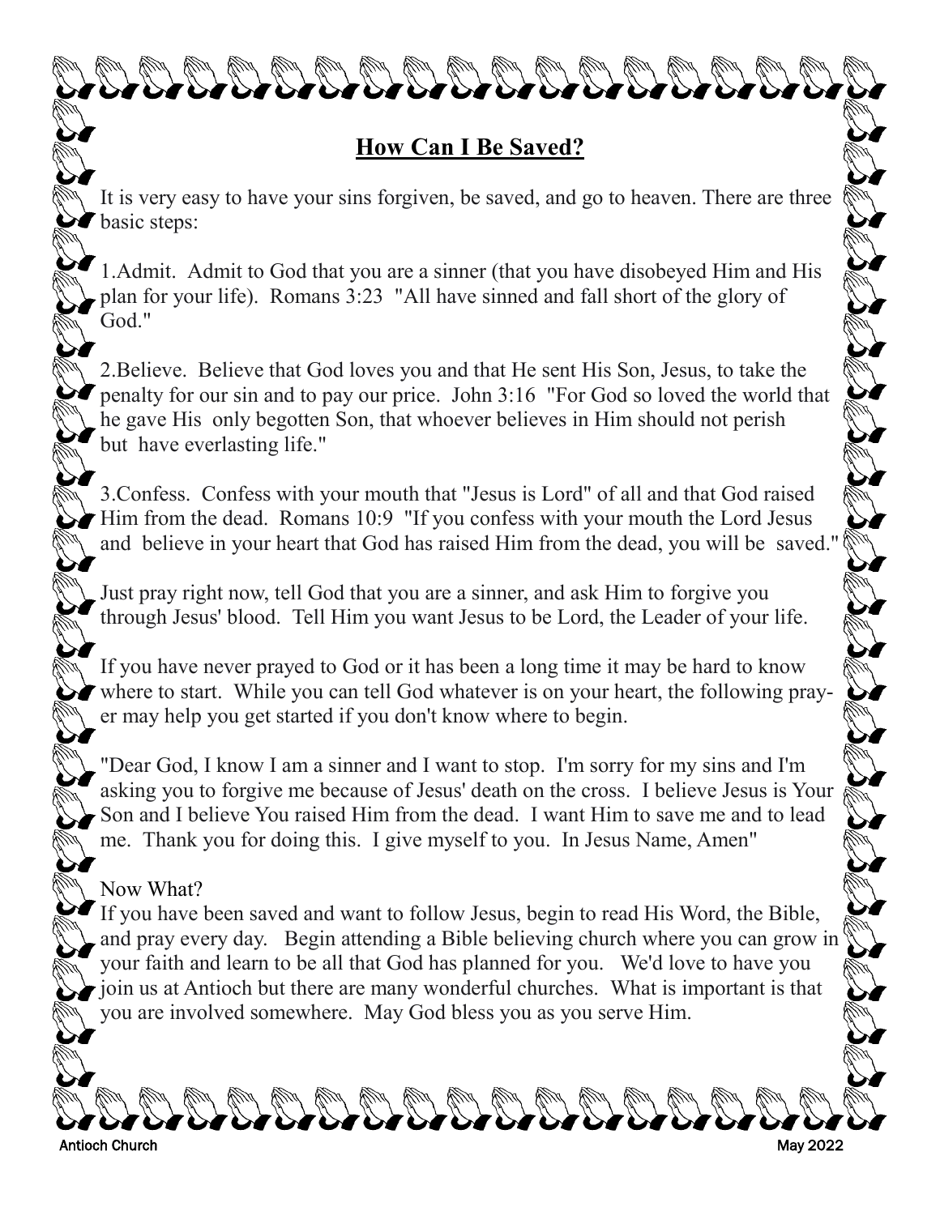## **How Can I Be Saved?**

It is very easy to have your sins forgiven, be saved, and go to heaven. There are three basic steps:

1.Admit. Admit to God that you are a sinner (that you have disobeyed Him and His plan for your life). Romans 3:23 "All have sinned and fall short of the glory of God."

2.Believe. Believe that God loves you and that He sent His Son, Jesus, to take the penalty for our sin and to pay our price. John 3:16 "For God so loved the world that he gave His only begotten Son, that whoever believes in Him should not perish but have everlasting life."

3.Confess. Confess with your mouth that "Jesus is Lord" of all and that God raised Him from the dead. Romans 10:9 "If you confess with your mouth the Lord Jesus and believe in your heart that God has raised Him from the dead, you will be saved."

Just pray right now, tell God that you are a sinner, and ask Him to forgive you through Jesus' blood. Tell Him you want Jesus to be Lord, the Leader of your life.

If you have never prayed to God or it has been a long time it may be hard to know where to start. While you can tell God whatever is on your heart, the following prayer may help you get started if you don't know where to begin.

"Dear God, I know I am a sinner and I want to stop. I'm sorry for my sins and I'm asking you to forgive me because of Jesus' death on the cross. I believe Jesus is Your Son and I believe You raised Him from the dead. I want Him to save me and to lead me. Thank you for doing this. I give myself to you. In Jesus Name, Amen"

Now What?

If you have been saved and want to follow Jesus, begin to read His Word, the Bible, and pray every day. Begin attending a Bible believing church where you can grow in your faith and learn to be all that God has planned for you. We'd love to have you join us at Antioch but there are many wonderful churches. What is important is that you are involved somewhere. May God bless you as you serve Him.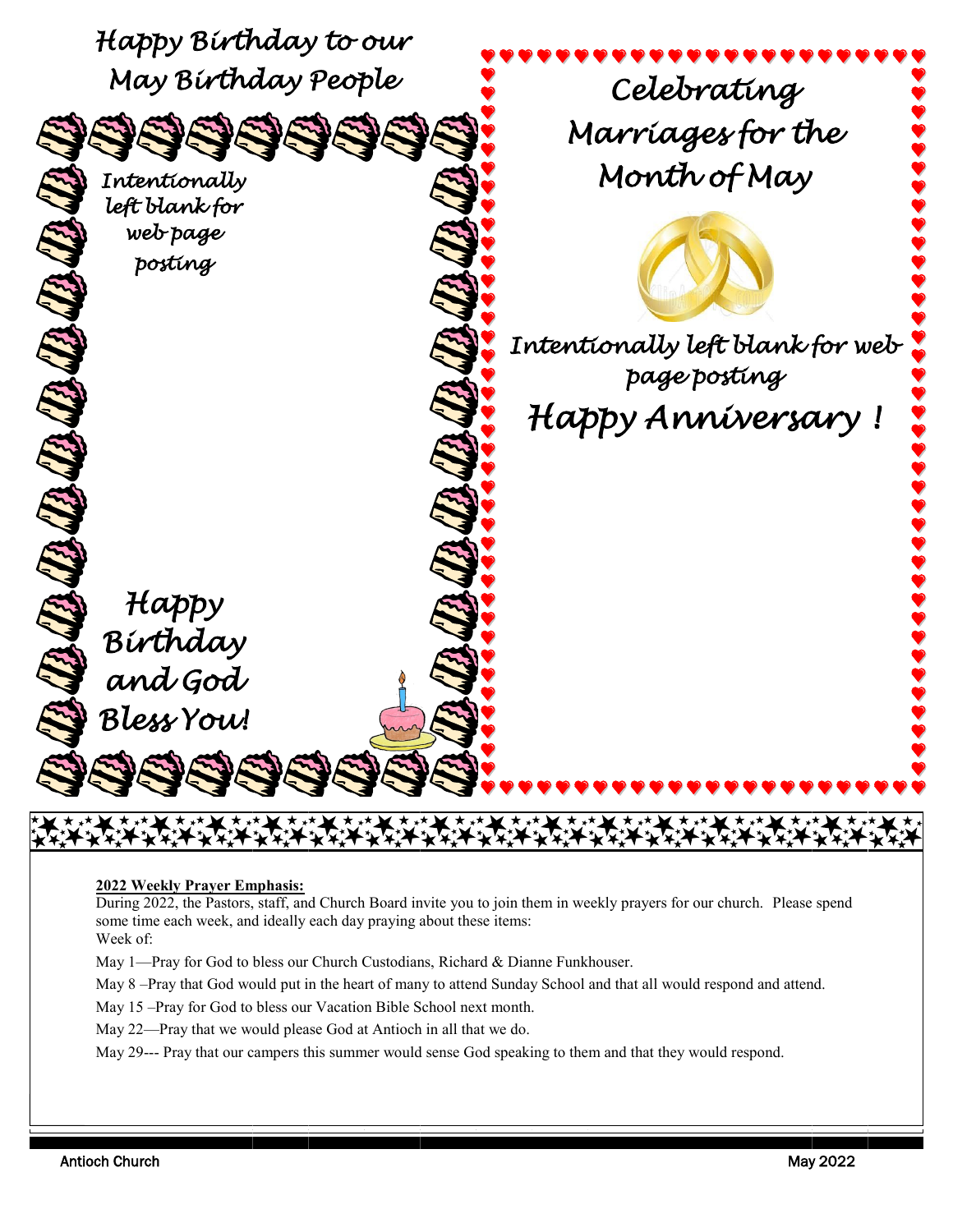# Happy Birthday to our May Birthday People

*Intentionally left blank for web page posting*

*Happy Birthday and God Bless You!*

# Celebrating Marriages for the Month of May

*Intentionally left blank for web page posting*

*Happy Anniversary !*

**2022 Weekly Prayer Emphasis:**

During 2022, the Pastors, staff, and Church Board invite you to join them in weekly prayers for our church. Please spend some time each week, and ideally each day praying about these items:

Week of:

May 1—Pray for God to bless our Church Custodians, Richard & Dianne Funkhouser.

May 8 –Pray that God would put in the heart of many to attend Sunday School and that all would respond and attend.

May 15 –Pray for God to bless our Vacation Bible School next month.

May 22—Pray that we would please God at Antioch in all that we do.

May 29--- Pray that our campers this summer would sense God speaking to them and that they would respond.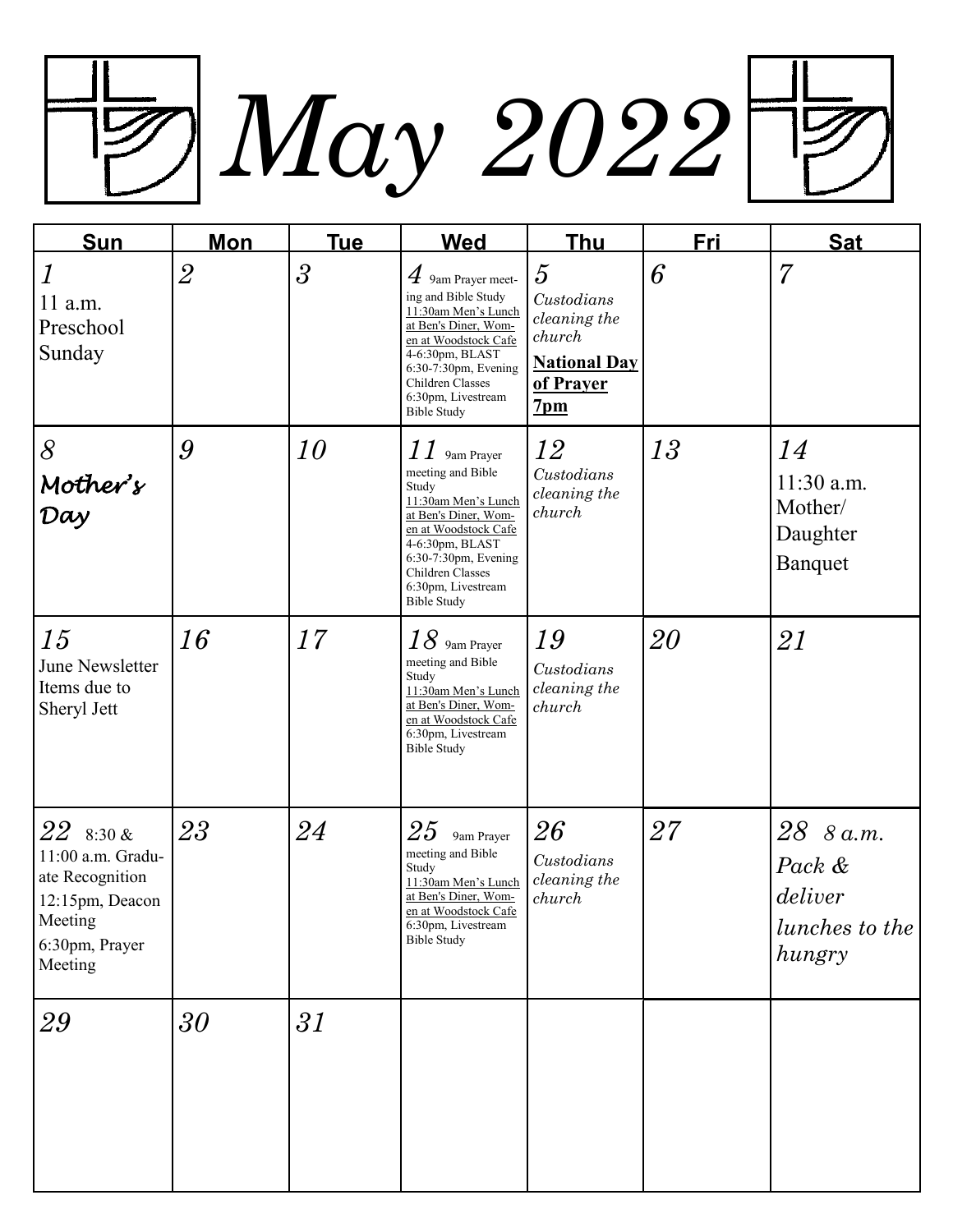# May 2022

| Sun | Mon | Tue | Wed | Thu | Fri | Sat |
|---|---|---|---|---|---|---|
| 1<br>11 a.m. Preschool Sunday | 2 | 3 | 4 9am Prayer meeting and Bible Study<br>11:30am Men's Lunch at Ben's Diner, Women at Woodstock Cafe<br>4-6:30pm, BLAST<br>6:30-7:30pm, Evening Children Classes<br>6:30pm, Livestream Bible Study | 5<br>*Custodians cleaning the church*<br>**National Day of Prayer 7pm** | 6 | 7 |
| 8<br>*Mother's Day* | 9 | 10 | 11 9am Prayer meeting and Bible Study<br>11:30am Men's Lunch at Ben's Diner, Women at Woodstock Cafe<br>4-6:30pm, BLAST<br>6:30-7:30pm, Evening Children Classes<br>6:30pm, Livestream Bible Study | 12<br>*Custodians cleaning the church* | 13 | 14<br>11:30 a.m. Mother/ Daughter Banquet |
| 15<br>June Newsletter Items due to Sheryl Jett | 16 | 17 | 18 9am Prayer meeting and Bible Study<br>11:30am Men's Lunch at Ben's Diner, Women at Woodstock Cafe<br>6:30pm, Livestream Bible Study | 19<br>*Custodians cleaning the church* | 20 | 21 |
| 22 8:30 & 11:00 a.m. Graduate Recognition<br>12:15pm, Deacon Meeting<br>6:30pm, Prayer Meeting | 23 | 24 | 25 9am Prayer meeting and Bible Study<br>11:30am Men's Lunch at Ben's Diner, Women at Woodstock Cafe<br>6:30pm, Livestream Bible Study | 26<br>*Custodians cleaning the church* | 27 | 28 *8 a.m. Pack & deliver lunches to the hungry* |
| 29 | 30 | 31 | | | | |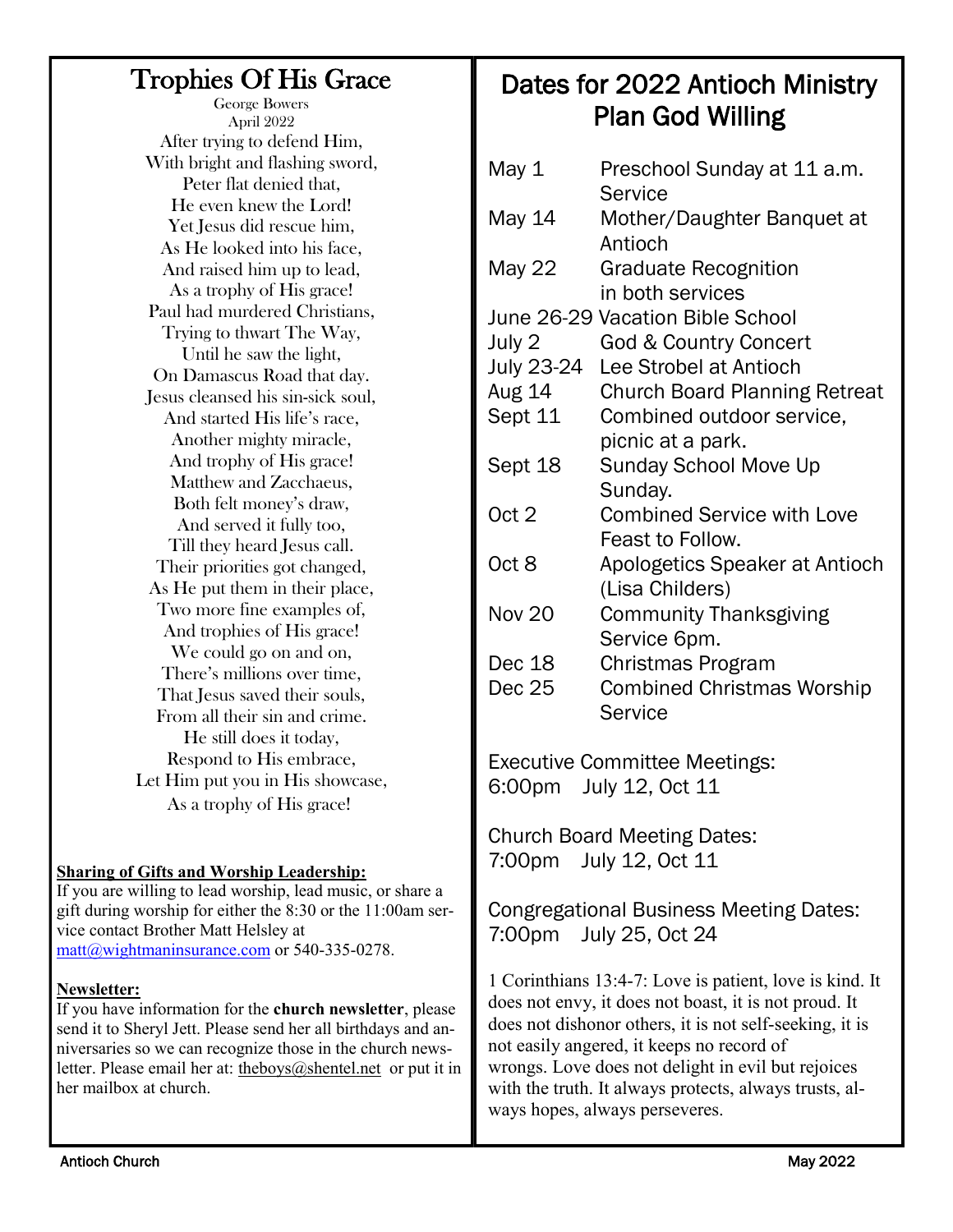# Trophies Of His Grace

George Bowers
April 2022

After trying to defend Him,
With bright and flashing sword,
Peter flat denied that,
He even knew the Lord!
Yet Jesus did rescue him,
As He looked into his face,
And raised him up to lead,
As a trophy of His grace!
Paul had murdered Christians,
Trying to thwart The Way,
Until he saw the light,
On Damascus Road that day.
Jesus cleansed his sin-sick soul,
And started His life's race,
Another mighty miracle,
And trophy of His grace!
Matthew and Zacchaeus,
Both felt money's draw,
And served it fully too,
Till they heard Jesus call.
Their priorities got changed,
As He put them in their place,
Two more fine examples of,
And trophies of His grace!
We could go on and on,
There's millions over time,
That Jesus saved their souls,
From all their sin and crime.
He still does it today,
Respond to His embrace,
Let Him put you in His showcase,
As a trophy of His grace!

**Sharing of Gifts and Worship Leadership:**
If you are willing to lead worship, lead music, or share a gift during worship for either the 8:30 or the 11:00am service contact Brother Matt Helsley at matt@wightmaninsurance.com or 540-335-0278.

**Newsletter:**
If you have information for the **church newsletter**, please send it to Sheryl Jett. Please send her all birthdays and anniversaries so we can recognize those in the church newsletter. Please email her at: theboys@shentel.net or put it in her mailbox at church.

# Dates for 2022 Antioch Ministry Plan God Willing

| | |
|---|---|
| May 1 | Preschool Sunday at 11 a.m. Service |
| May 14 | Mother/Daughter Banquet at Antioch |
| May 22 | Graduate Recognition in both services |
| June 26-29 | Vacation Bible School |
| July 2 | God & Country Concert |
| July 23-24 | Lee Strobel at Antioch |
| Aug 14 | Church Board Planning Retreat |
| Sept 11 | Combined outdoor service, picnic at a park. |
| Sept 18 | Sunday School Move Up Sunday. |
| Oct 2 | Combined Service with Love Feast to Follow. |
| Oct 8 | Apologetics Speaker at Antioch (Lisa Childers) |
| Nov 20 | Community Thanksgiving Service 6pm. |
| Dec 18 | Christmas Program |
| Dec 25 | Combined Christmas Worship Service |

Executive Committee Meetings:
6:00pm July 12, Oct 11

Church Board Meeting Dates:
7:00pm July 12, Oct 11

Congregational Business Meeting Dates:
7:00pm July 25, Oct 24

1 Corinthians 13:4-7: Love is patient, love is kind. It does not envy, it does not boast, it is not proud. It does not dishonor others, it is not self-seeking, it is not easily angered, it keeps no record of wrongs. Love does not delight in evil but rejoices with the truth. It always protects, always trusts, always hopes, always perseveres.